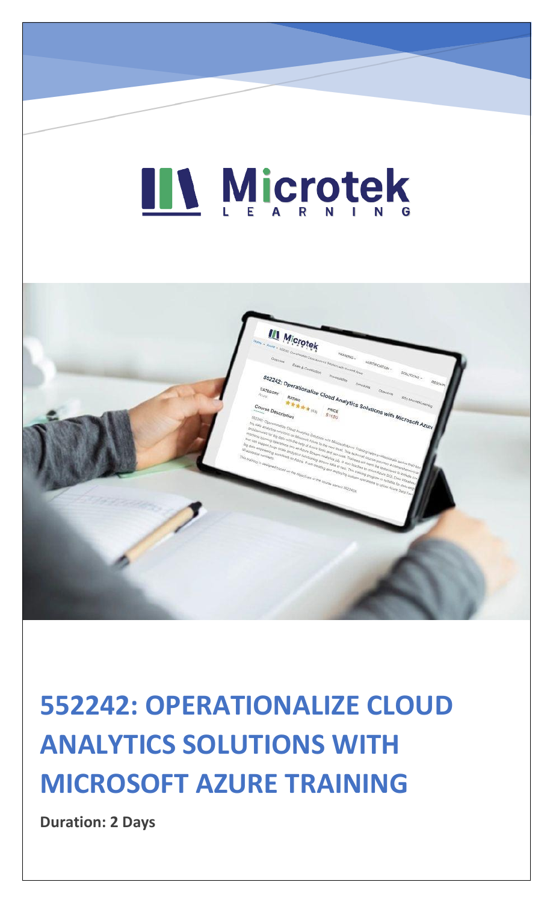# 552242: OPERATIONALIZE CLOUD ANALYTICS SOLUTIONS WITH MICROSOFT AZURE TRAINING

**Duration: 2 Days**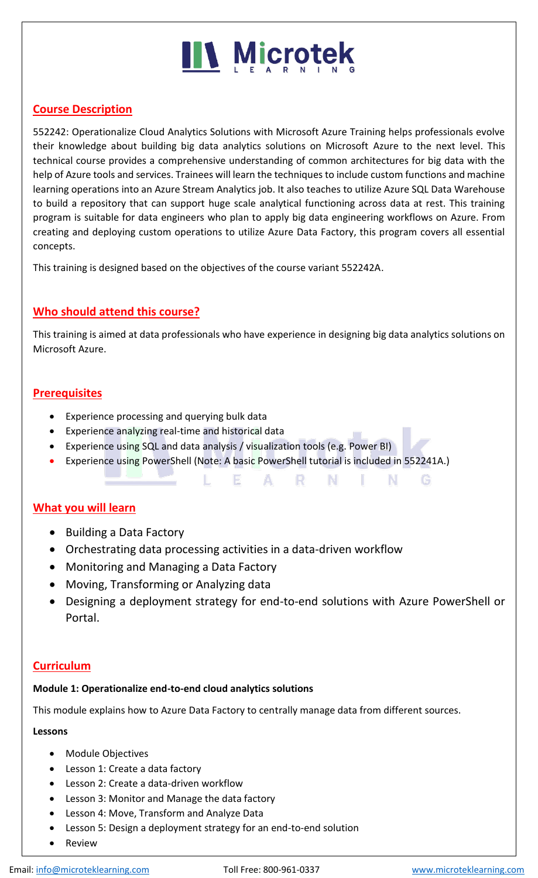## Course Description

552242: Operationalize Cloud Analytics Solutions with Microsoft Azure Training helps professionals evolve their knowledge about building big data analytics solutions on Microsoft Azure to the next level. This technical course provides a comprehensive understanding of common architectures for big data with the help of Azure tools and services. Trainees will learn the techniques to include custom functions and machine learning operations into an Azure Stream Analytics job. It also teaches to utilize Azure SQL Data Warehouse to build a repository that can support huge scale analytical functioning across data at rest. This training program is suitable for data engineers who plan to apply big data engineering workflows on Azure. From creating and deploying custom operations to utilize Azure Data Factory, this program covers all essential concepts.

This training is designed based on the objectives of the course variant 552242A.

## Who should attend this course?

This training is aimed at data professionals who have experience in designing big data analytics solutions on Microsoft Azure.

## Prerequisites

- Experience processing and querying bulk data
- Experience analyzing real-time and historical data
- Experience using SQL and data analysis / visualization tools (e.g. Power BI)
- Experience using PowerShell (Note: A basic PowerShell tutorial is included in 552241A.)

## What you will learn

- Building a Data Factory
- Orchestrating data processing activities in a data-driven workflow
- Monitoring and Managing a Data Factory
- Moving, Transforming or Analyzing data
- Designing a deployment strategy for end-to-end solutions with Azure PowerShell or Portal.

## Curriculum

**Module 1: Operationalize end-to-end cloud analytics solutions**

This module explains how to Azure Data Factory to centrally manage data from different sources.

**Lessons**

- Module Objectives
- Lesson 1: Create a data factory
- Lesson 2: Create a data-driven workflow
- Lesson 3: Monitor and Manage the data factory
- Lesson 4: Move, Transform and Analyze Data
- Lesson 5: Design a deployment strategy for an end-to-end solution
- Review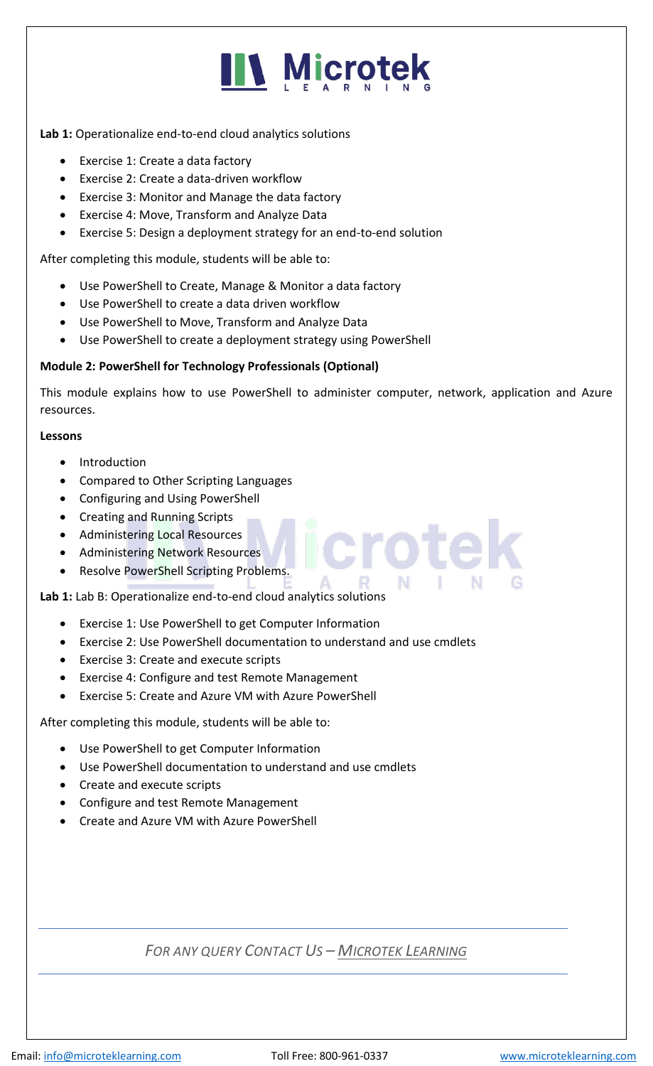**Lab 1:** Operationalize end-to-end cloud analytics solutions

- Exercise 1: Create a data factory
- Exercise 2: Create a data-driven workflow
- Exercise 3: Monitor and Manage the data factory
- Exercise 4: Move, Transform and Analyze Data
- Exercise 5: Design a deployment strategy for an end-to-end solution

After completing this module, students will be able to:

- Use PowerShell to Create, Manage & Monitor a data factory
- Use PowerShell to create a data driven workflow
- Use PowerShell to Move, Transform and Analyze Data
- Use PowerShell to create a deployment strategy using PowerShell

**Module 2: PowerShell for Technology Professionals (Optional)**

This module explains how to use PowerShell to administer computer, network, application and Azure resources.

**Lessons**

- Introduction
- Compared to Other Scripting Languages
- Configuring and Using PowerShell
- Creating and Running Scripts
- Administering Local Resources
- Administering Network Resources
- Resolve PowerShell Scripting Problems.

**Lab 1:** Lab B: Operationalize end-to-end cloud analytics solutions

- Exercise 1: Use PowerShell to get Computer Information
- Exercise 2: Use PowerShell documentation to understand and use cmdlets
- Exercise 3: Create and execute scripts
- Exercise 4: Configure and test Remote Management
- Exercise 5: Create and Azure VM with Azure PowerShell

After completing this module, students will be able to:

- Use PowerShell to get Computer Information
- Use PowerShell documentation to understand and use cmdlets
- Create and execute scripts
- Configure and test Remote Management
- Create and Azure VM with Azure PowerShell

*FOR ANY QUERY CONTACT US – MICROTEK LEARNING*

Email: info@microteklearning.com Toll Free: 800-961-0337 www.microteklearning.com